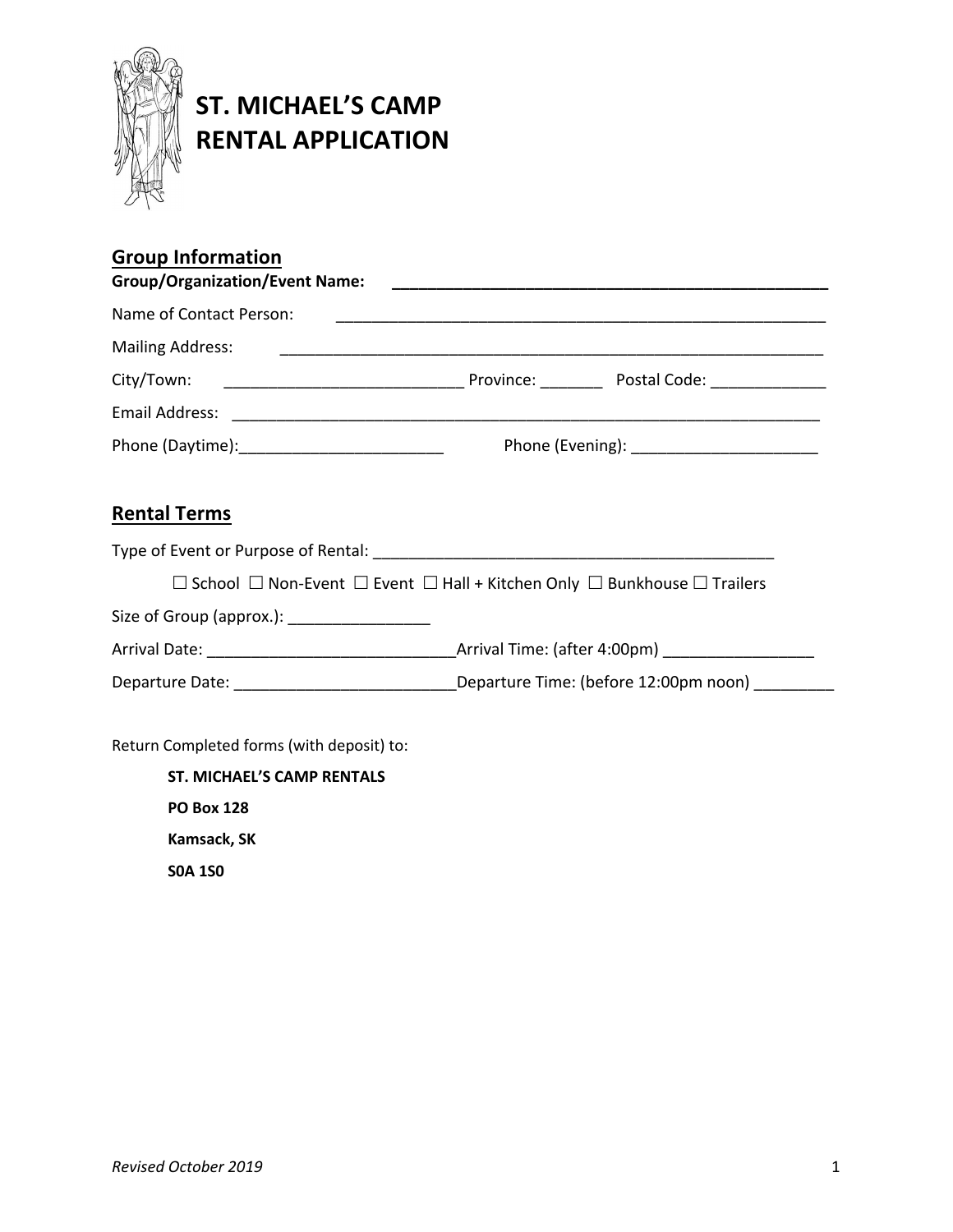# ST. MICHAEL'S CAMP RENTAL APPLICATION

## Group Information

**Group/Organization/Event Name:** ___________________________________________________

Name of Contact Person: _________________________________________________________

Mailing Address: _______________________________________________________________

City/Town: ___________________________ Province: _______ Postal Code: _____________

Email Address: ___________________________________________________________________

Phone (Daytime):_______________________ Phone (Evening): _____________________

## Rental Terms

Type of Event or Purpose of Rental: _______________________________________________

☐ School ☐ Non-Event ☐ Event ☐ Hall + Kitchen Only ☐ Bunkhouse ☐ Trailers

Size of Group (approx.): ________________

Arrival Date: ____________________________Arrival Time: (after 4:00pm) _________________

Departure Date: _________________________Departure Time: (before 12:00pm noon) _________

Return Completed forms (with deposit) to:

**ST. MICHAEL'S CAMP RENTALS**
**PO Box 128**
**Kamsack, SK**
**S0A 1S0**

*Revised October 2019*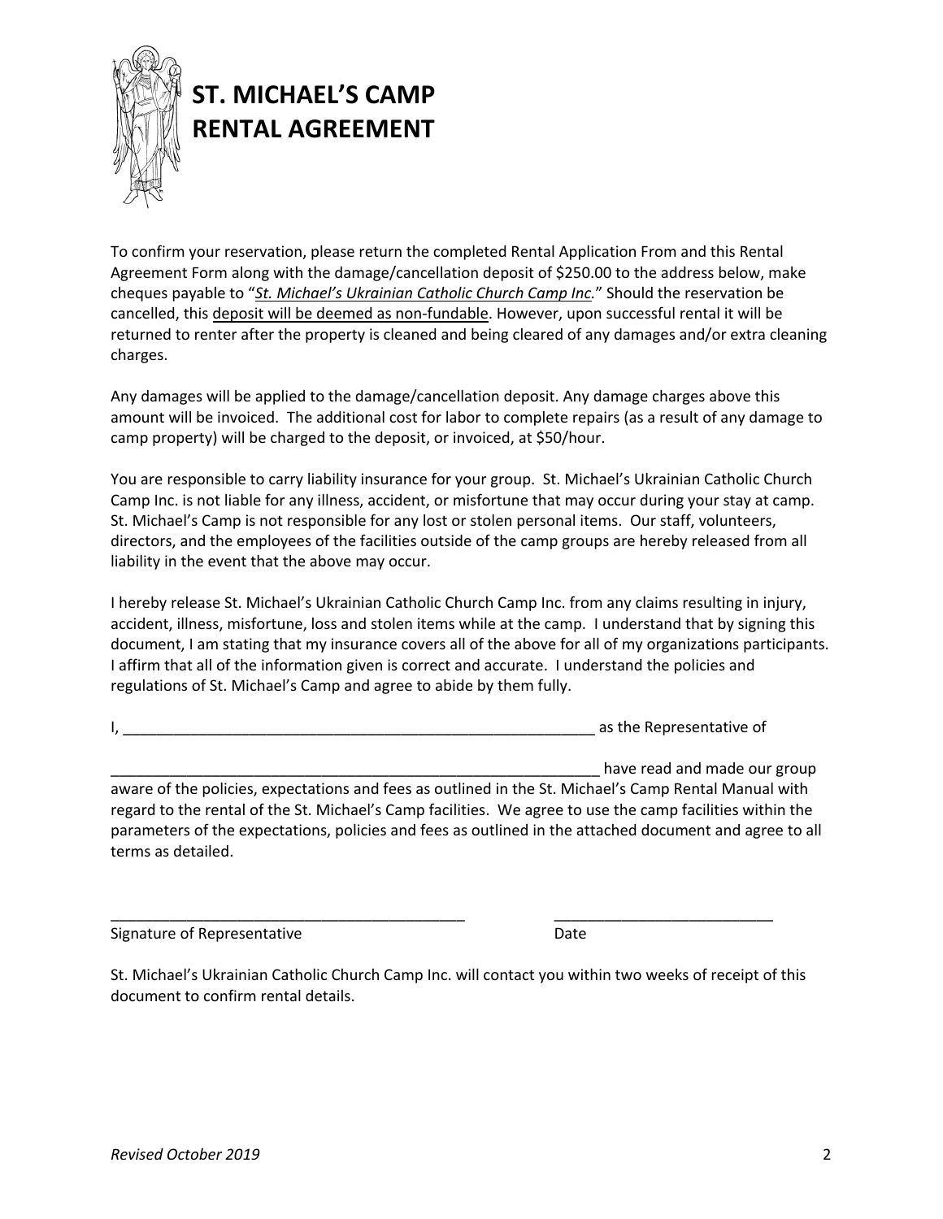# ST. MICHAEL'S CAMP RENTAL AGREEMENT

To confirm your reservation, please return the completed Rental Application From and this Rental Agreement Form along with the damage/cancellation deposit of $250.00 to the address below, make cheques payable to "*St. Michael's Ukrainian Catholic Church Camp Inc.*" Should the reservation be cancelled, this deposit will be deemed as non-fundable. However, upon successful rental it will be returned to renter after the property is cleaned and being cleared of any damages and/or extra cleaning charges.

Any damages will be applied to the damage/cancellation deposit. Any damage charges above this amount will be invoiced. The additional cost for labor to complete repairs (as a result of any damage to camp property) will be charged to the deposit, or invoiced, at $50/hour.

You are responsible to carry liability insurance for your group. St. Michael's Ukrainian Catholic Church Camp Inc. is not liable for any illness, accident, or misfortune that may occur during your stay at camp. St. Michael's Camp is not responsible for any lost or stolen personal items. Our staff, volunteers, directors, and the employees of the facilities outside of the camp groups are hereby released from all liability in the event that the above may occur.

I hereby release St. Michael's Ukrainian Catholic Church Camp Inc. from any claims resulting in injury, accident, illness, misfortune, loss and stolen items while at the camp. I understand that by signing this document, I am stating that my insurance covers all of the above for all of my organizations participants. I affirm that all of the information given is correct and accurate. I understand the policies and regulations of St. Michael's Camp and agree to abide by them fully.

I, ___________________________________________________________ as the Representative of

_____________________________________________________________ have read and made our group aware of the policies, expectations and fees as outlined in the St. Michael's Camp Rental Manual with regard to the rental of the St. Michael's Camp facilities. We agree to use the camp facilities within the parameters of the expectations, policies and fees as outlined in the attached document and agree to all terms as detailed.

____________________________________________ ___________________________

Signature of Representative Date

St. Michael's Ukrainian Catholic Church Camp Inc. will contact you within two weeks of receipt of this document to confirm rental details.

*Revised October 2019*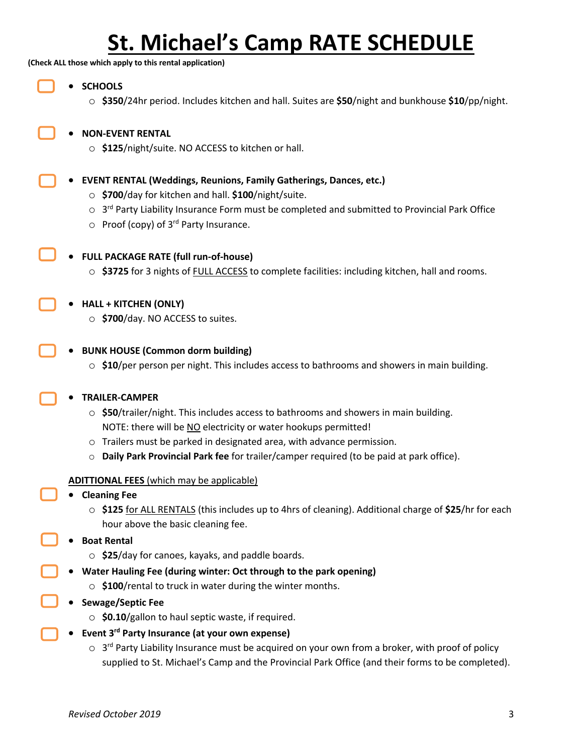# St. Michael's Camp RATE SCHEDULE

**(Check ALL those which apply to this rental application)**

- ☐ **SCHOOLS**
  - **$350**/24hr period. Includes kitchen and hall. Suites are **$50**/night and bunkhouse **$10**/pp/night.

- ☐ **NON-EVENT RENTAL**
  - **$125**/night/suite. NO ACCESS to kitchen or hall.

- ☐ **EVENT RENTAL (Weddings, Reunions, Family Gatherings, Dances, etc.)**
  - **$700**/day for kitchen and hall. **$100**/night/suite.
  - 3rd Party Liability Insurance Form must be completed and submitted to Provincial Park Office
  - Proof (copy) of 3rd Party Insurance.

- ☐ **FULL PACKAGE RATE (full run-of-house)**
  - **$3725** for 3 nights of FULL ACCESS to complete facilities: including kitchen, hall and rooms.

- ☐ **HALL + KITCHEN (ONLY)**
  - **$700**/day. NO ACCESS to suites.

- ☐ **BUNK HOUSE (Common dorm building)**
  - **$10**/per person per night. This includes access to bathrooms and showers in main building.

- ☐ **TRAILER-CAMPER**
  - **$50**/trailer/night. This includes access to bathrooms and showers in main building. NOTE: there will be NO electricity or water hookups permitted!
  - Trailers must be parked in designated area, with advance permission.
  - **Daily Park Provincial Park fee** for trailer/camper required (to be paid at park office).

**ADITTIONAL FEES** (which may be applicable)

- ☐ **Cleaning Fee**
  - **$125** for ALL RENTALS (this includes up to 4hrs of cleaning). Additional charge of **$25**/hr for each hour above the basic cleaning fee.
- ☐ **Boat Rental**
  - **$25**/day for canoes, kayaks, and paddle boards.
- ☐ **Water Hauling Fee (during winter: Oct through to the park opening)**
  - **$100**/rental to truck in water during the winter months.
- ☐ **Sewage/Septic Fee**
  - **$0.10**/gallon to haul septic waste, if required.
- ☐ **Event 3rd Party Insurance (at your own expense)**
  - 3rd Party Liability Insurance must be acquired on your own from a broker, with proof of policy supplied to St. Michael's Camp and the Provincial Park Office (and their forms to be completed).

*Revised October 2019*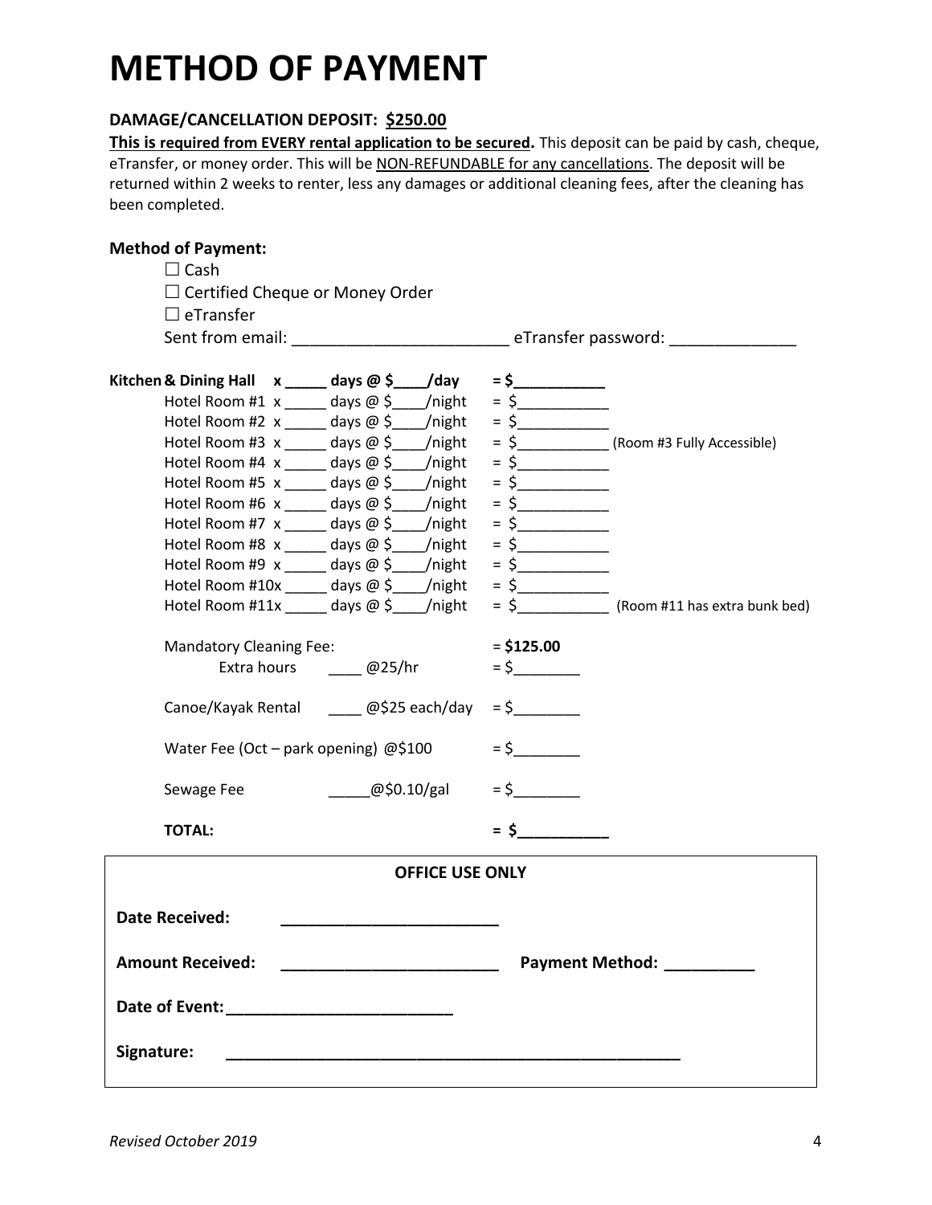# METHOD OF PAYMENT

**DAMAGE/CANCELLATION DEPOSIT: <u>$250.00</u>**

**<u>This is required from EVERY rental application to be secured</u>.** This deposit can be paid by cash, cheque, eTransfer, or money order. This will be <u>NON-REFUNDABLE for any cancellations</u>. The deposit will be returned within 2 weeks to renter, less any damages or additional cleaning fees, after the cleaning has been completed.

**Method of Payment:**

☐ Cash
☐ Certified Cheque or Money Order
☐ eTransfer
Sent from email: ________________________ eTransfer password: ______________

**Kitchen & Dining Hall x _____ days @ $____/day = $___________**
Hotel Room #1 x _____ days @ $____/night = $___________
Hotel Room #2 x _____ days @ $____/night = $___________
Hotel Room #3 x _____ days @ $____/night = $___________ (Room #3 Fully Accessible)
Hotel Room #4 x _____ days @ $____/night = $___________
Hotel Room #5 x _____ days @ $____/night = $___________
Hotel Room #6 x _____ days @ $____/night = $___________
Hotel Room #7 x _____ days @ $____/night = $___________
Hotel Room #8 x _____ days @ $____/night = $___________
Hotel Room #9 x _____ days @ $____/night = $___________
Hotel Room #10x _____ days @ $____/night = $___________
Hotel Room #11x _____ days @ $____/night = $___________ (Room #11 has extra bunk bed)

Mandatory Cleaning Fee: = **$125.00**
Extra hours ____ @25/hr = $________

Canoe/Kayak Rental ____ @$25 each/day = $________

Water Fee (Oct – park opening) @$100 = $________

Sewage Fee _____@$0.10/gal = $________

**TOTAL: = $___________**

**OFFICE USE ONLY**

**Date Received:** ________________________

**Amount Received:** ________________________ **Payment Method:** __________

**Date of Event:** ________________________

**Signature:** ____________________________________________________

*Revised October 2019*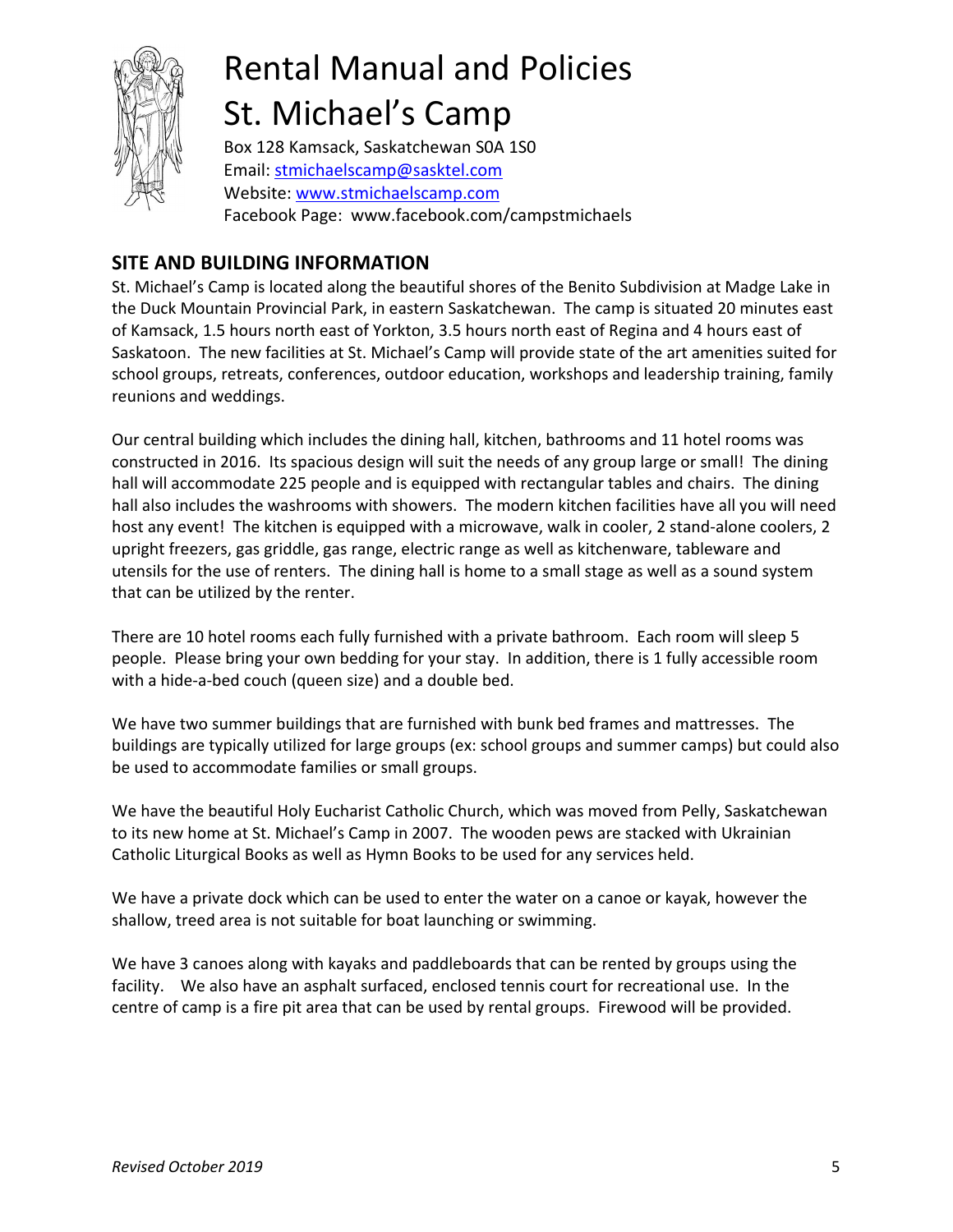# Rental Manual and Policies St. Michael's Camp

Box 128 Kamsack, Saskatchewan S0A 1S0
Email: stmichaelscamp@sasktel.com
Website: www.stmichaelscamp.com
Facebook Page: www.facebook.com/campstmichaels

## SITE AND BUILDING INFORMATION

St. Michael's Camp is located along the beautiful shores of the Benito Subdivision at Madge Lake in the Duck Mountain Provincial Park, in eastern Saskatchewan. The camp is situated 20 minutes east of Kamsack, 1.5 hours north east of Yorkton, 3.5 hours north east of Regina and 4 hours east of Saskatoon. The new facilities at St. Michael's Camp will provide state of the art amenities suited for school groups, retreats, conferences, outdoor education, workshops and leadership training, family reunions and weddings.

Our central building which includes the dining hall, kitchen, bathrooms and 11 hotel rooms was constructed in 2016. Its spacious design will suit the needs of any group large or small! The dining hall will accommodate 225 people and is equipped with rectangular tables and chairs. The dining hall also includes the washrooms with showers. The modern kitchen facilities have all you will need host any event! The kitchen is equipped with a microwave, walk in cooler, 2 stand-alone coolers, 2 upright freezers, gas griddle, gas range, electric range as well as kitchenware, tableware and utensils for the use of renters. The dining hall is home to a small stage as well as a sound system that can be utilized by the renter.

There are 10 hotel rooms each fully furnished with a private bathroom. Each room will sleep 5 people. Please bring your own bedding for your stay. In addition, there is 1 fully accessible room with a hide-a-bed couch (queen size) and a double bed.

We have two summer buildings that are furnished with bunk bed frames and mattresses. The buildings are typically utilized for large groups (ex: school groups and summer camps) but could also be used to accommodate families or small groups.

We have the beautiful Holy Eucharist Catholic Church, which was moved from Pelly, Saskatchewan to its new home at St. Michael's Camp in 2007. The wooden pews are stacked with Ukrainian Catholic Liturgical Books as well as Hymn Books to be used for any services held.

We have a private dock which can be used to enter the water on a canoe or kayak, however the shallow, treed area is not suitable for boat launching or swimming.

We have 3 canoes along with kayaks and paddleboards that can be rented by groups using the facility. We also have an asphalt surfaced, enclosed tennis court for recreational use. In the centre of camp is a fire pit area that can be used by rental groups. Firewood will be provided.

*Revised October 2019*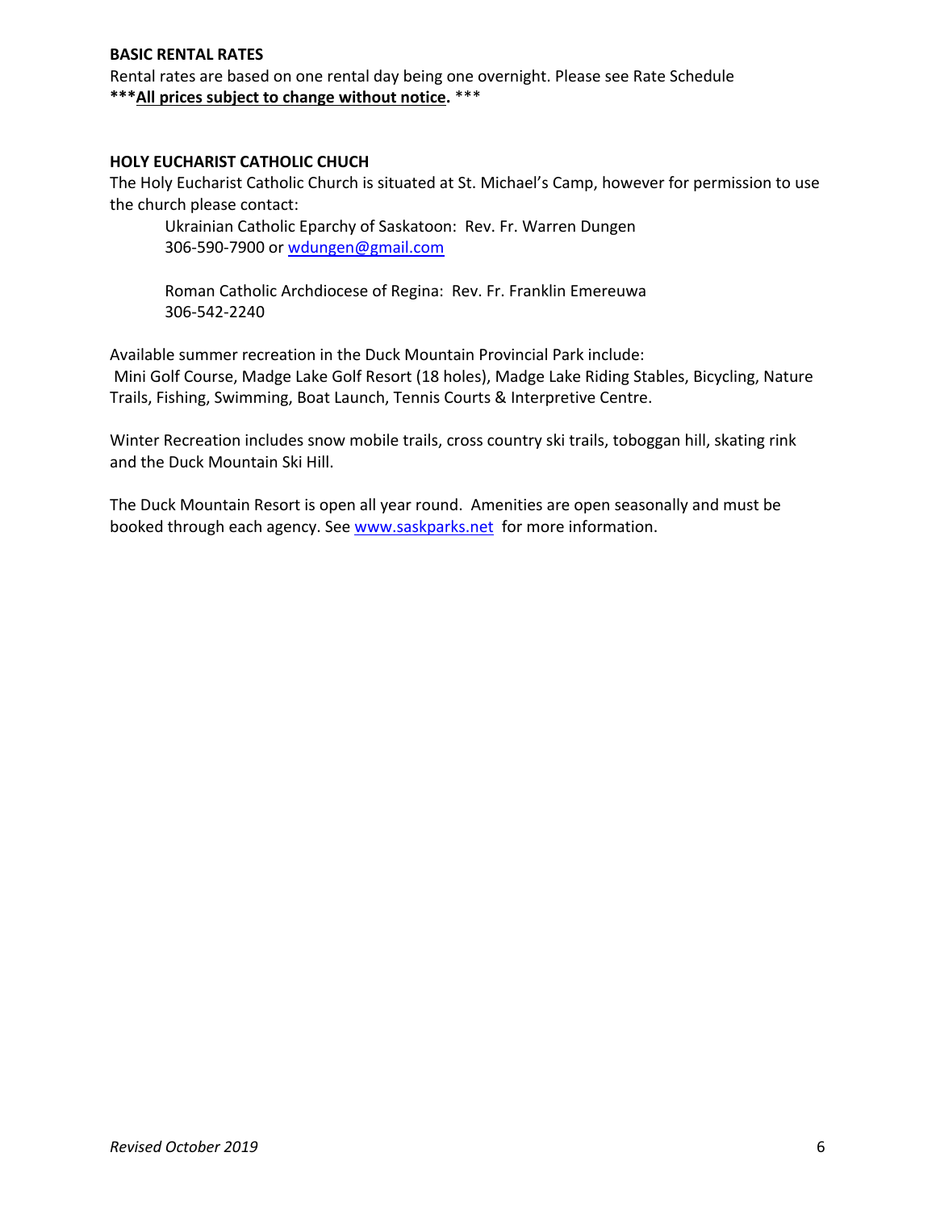**BASIC RENTAL RATES**

Rental rates are based on one rental day being one overnight. Please see Rate Schedule
**\*\*\*<u>All prices subject to change without notice</u>.** \*\*\*

**HOLY EUCHARIST CATHOLIC CHUCH**

The Holy Eucharist Catholic Church is situated at St. Michael's Camp, however for permission to use the church please contact:

Ukrainian Catholic Eparchy of Saskatoon: Rev. Fr. Warren Dungen
306-590-7900 or [wdungen@gmail.com](mailto:wdungen@gmail.com)

Roman Catholic Archdiocese of Regina: Rev. Fr. Franklin Emereuwa
306-542-2240

Available summer recreation in the Duck Mountain Provincial Park include:
Mini Golf Course, Madge Lake Golf Resort (18 holes), Madge Lake Riding Stables, Bicycling, Nature Trails, Fishing, Swimming, Boat Launch, Tennis Courts & Interpretive Centre.

Winter Recreation includes snow mobile trails, cross country ski trails, toboggan hill, skating rink and the Duck Mountain Ski Hill.

The Duck Mountain Resort is open all year round. Amenities are open seasonally and must be booked through each agency. See [www.saskparks.net](http://www.saskparks.net) for more information.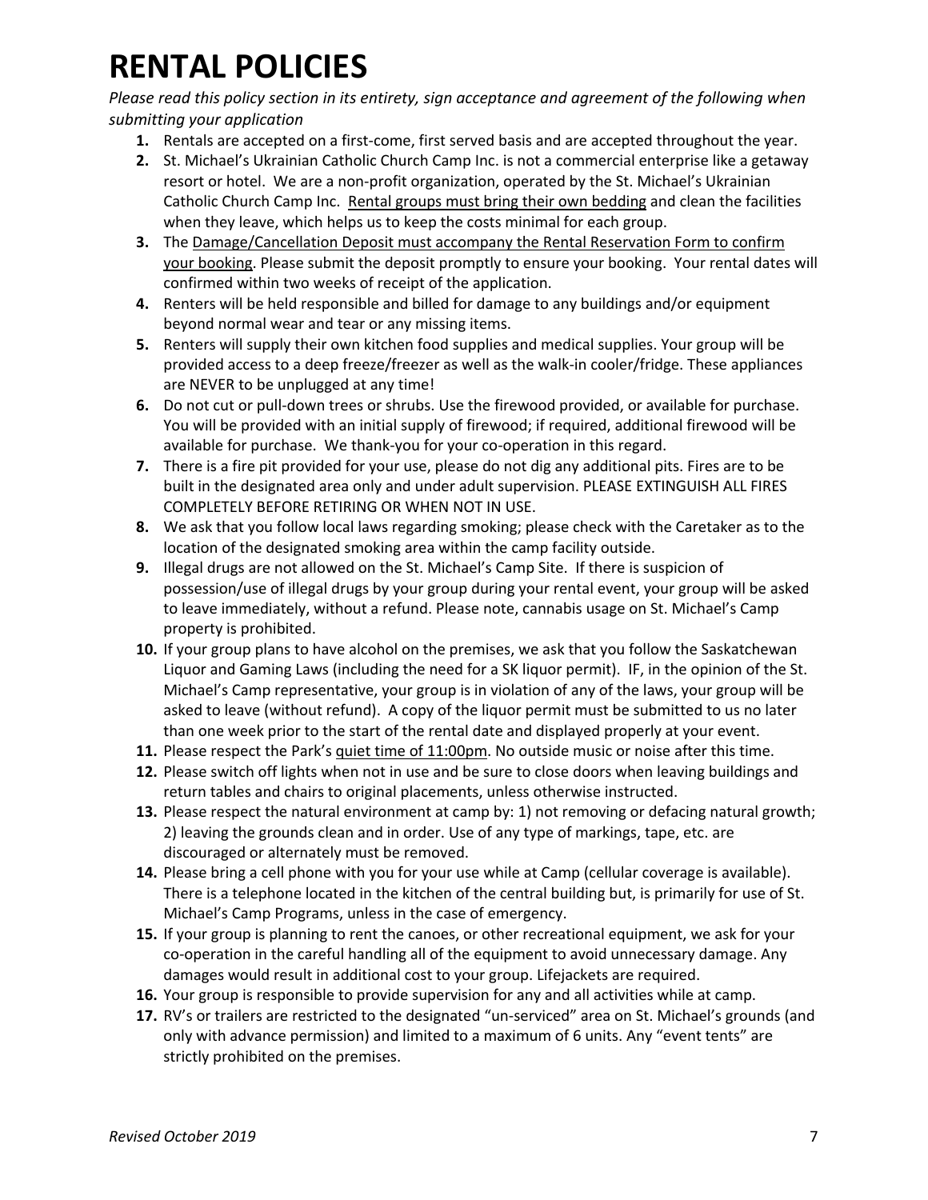# RENTAL POLICIES

*Please read this policy section in its entirety, sign acceptance and agreement of the following when submitting your application*

1. Rentals are accepted on a first-come, first served basis and are accepted throughout the year.
2. St. Michael's Ukrainian Catholic Church Camp Inc. is not a commercial enterprise like a getaway resort or hotel. We are a non-profit organization, operated by the St. Michael's Ukrainian Catholic Church Camp Inc. <u>Rental groups must bring their own bedding</u> and clean the facilities when they leave, which helps us to keep the costs minimal for each group.
3. The <u>Damage/Cancellation Deposit must accompany the Rental Reservation Form to confirm your booking</u>. Please submit the deposit promptly to ensure your booking. Your rental dates will confirmed within two weeks of receipt of the application.
4. Renters will be held responsible and billed for damage to any buildings and/or equipment beyond normal wear and tear or any missing items.
5. Renters will supply their own kitchen food supplies and medical supplies. Your group will be provided access to a deep freeze/freezer as well as the walk-in cooler/fridge. These appliances are NEVER to be unplugged at any time!
6. Do not cut or pull-down trees or shrubs. Use the firewood provided, or available for purchase. You will be provided with an initial supply of firewood; if required, additional firewood will be available for purchase. We thank-you for your co-operation in this regard.
7. There is a fire pit provided for your use, please do not dig any additional pits. Fires are to be built in the designated area only and under adult supervision. PLEASE EXTINGUISH ALL FIRES COMPLETELY BEFORE RETIRING OR WHEN NOT IN USE.
8. We ask that you follow local laws regarding smoking; please check with the Caretaker as to the location of the designated smoking area within the camp facility outside.
9. Illegal drugs are not allowed on the St. Michael's Camp Site. If there is suspicion of possession/use of illegal drugs by your group during your rental event, your group will be asked to leave immediately, without a refund. Please note, cannabis usage on St. Michael's Camp property is prohibited.
10. If your group plans to have alcohol on the premises, we ask that you follow the Saskatchewan Liquor and Gaming Laws (including the need for a SK liquor permit). IF, in the opinion of the St. Michael's Camp representative, your group is in violation of any of the laws, your group will be asked to leave (without refund). A copy of the liquor permit must be submitted to us no later than one week prior to the start of the rental date and displayed properly at your event.
11. Please respect the Park's <u>quiet time of 11:00pm</u>. No outside music or noise after this time.
12. Please switch off lights when not in use and be sure to close doors when leaving buildings and return tables and chairs to original placements, unless otherwise instructed.
13. Please respect the natural environment at camp by: 1) not removing or defacing natural growth; 2) leaving the grounds clean and in order. Use of any type of markings, tape, etc. are discouraged or alternately must be removed.
14. Please bring a cell phone with you for your use while at Camp (cellular coverage is available). There is a telephone located in the kitchen of the central building but, is primarily for use of St. Michael's Camp Programs, unless in the case of emergency.
15. If your group is planning to rent the canoes, or other recreational equipment, we ask for your co-operation in the careful handling all of the equipment to avoid unnecessary damage. Any damages would result in additional cost to your group. Lifejackets are required.
16. Your group is responsible to provide supervision for any and all activities while at camp.
17. RV's or trailers are restricted to the designated "un-serviced" area on St. Michael's grounds (and only with advance permission) and limited to a maximum of 6 units. Any "event tents" are strictly prohibited on the premises.

*Revised October 2019*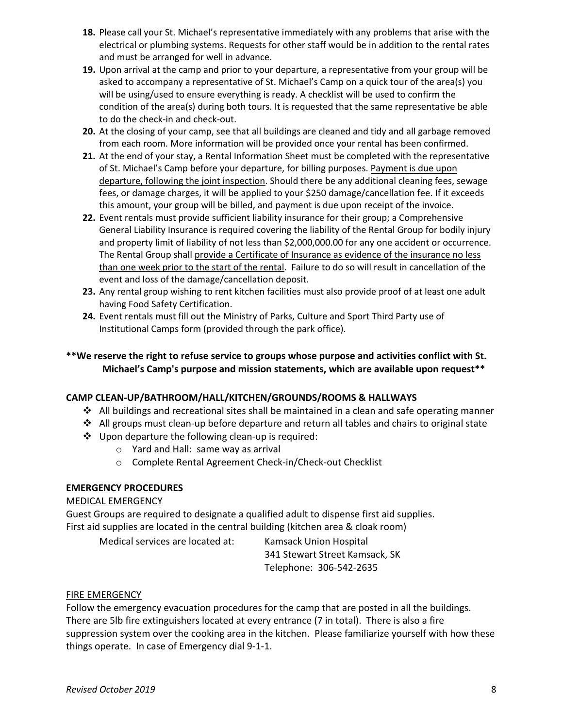18. Please call your St. Michael's representative immediately with any problems that arise with the electrical or plumbing systems. Requests for other staff would be in addition to the rental rates and must be arranged for well in advance.
19. Upon arrival at the camp and prior to your departure, a representative from your group will be asked to accompany a representative of St. Michael's Camp on a quick tour of the area(s) you will be using/used to ensure everything is ready. A checklist will be used to confirm the condition of the area(s) during both tours. It is requested that the same representative be able to do the check-in and check-out.
20. At the closing of your camp, see that all buildings are cleaned and tidy and all garbage removed from each room. More information will be provided once your rental has been confirmed.
21. At the end of your stay, a Rental Information Sheet must be completed with the representative of St. Michael's Camp before your departure, for billing purposes. <u>Payment is due upon departure, following the joint inspection</u>. Should there be any additional cleaning fees, sewage fees, or damage charges, it will be applied to your $250 damage/cancellation fee. If it exceeds this amount, your group will be billed, and payment is due upon receipt of the invoice.
22. Event rentals must provide sufficient liability insurance for their group; a Comprehensive General Liability Insurance is required covering the liability of the Rental Group for bodily injury and property limit of liability of not less than $2,000,000.00 for any one accident or occurrence. The Rental Group shall <u>provide a Certificate of Insurance as evidence of the insurance no less than one week prior to the start of the rental</u>. Failure to do so will result in cancellation of the event and loss of the damage/cancellation deposit.
23. Any rental group wishing to rent kitchen facilities must also provide proof of at least one adult having Food Safety Certification.
24. Event rentals must fill out the Ministry of Parks, Culture and Sport Third Party use of Institutional Camps form (provided through the park office).

**\*\*We reserve the right to refuse service to groups whose purpose and activities conflict with St. Michael's Camp's purpose and mission statements, which are available upon request\*\***

**CAMP CLEAN-UP/BATHROOM/HALL/KITCHEN/GROUNDS/ROOMS & HALLWAYS**

- All buildings and recreational sites shall be maintained in a clean and safe operating manner
- All groups must clean-up before departure and return all tables and chairs to original state
- Upon departure the following clean-up is required:
  - Yard and Hall: same way as arrival
  - Complete Rental Agreement Check-in/Check-out Checklist

**EMERGENCY PROCEDURES**

<u>MEDICAL EMERGENCY</u>

Guest Groups are required to designate a qualified adult to dispense first aid supplies.
First aid supplies are located in the central building (kitchen area & cloak room)

Medical services are located at: Kamsack Union Hospital
341 Stewart Street Kamsack, SK
Telephone: 306-542-2635

<u>FIRE EMERGENCY</u>

Follow the emergency evacuation procedures for the camp that are posted in all the buildings. There are 5lb fire extinguishers located at every entrance (7 in total). There is also a fire suppression system over the cooking area in the kitchen. Please familiarize yourself with how these things operate. In case of Emergency dial 9-1-1.

*Revised October 2019*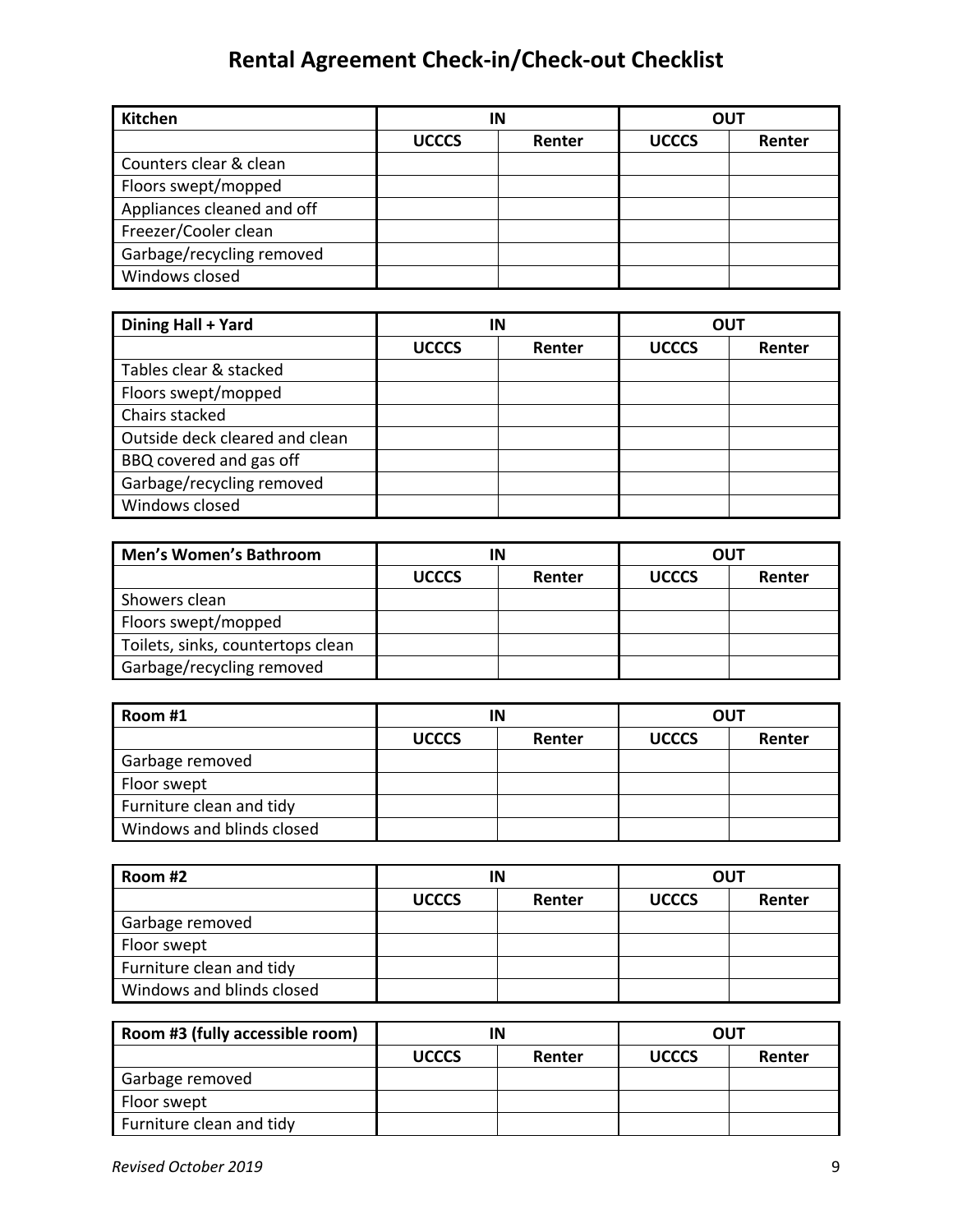# Rental Agreement Check-in/Check-out Checklist

| Kitchen | IN | | OUT | |
|---|---|---|---|---|
| | UCCCS | Renter | UCCCS | Renter |
| Counters clear & clean | | | | |
| Floors swept/mopped | | | | |
| Appliances cleaned and off | | | | |
| Freezer/Cooler clean | | | | |
| Garbage/recycling removed | | | | |
| Windows closed | | | | |

| Dining Hall + Yard | IN | | OUT | |
|---|---|---|---|---|
| | UCCCS | Renter | UCCCS | Renter |
| Tables clear & stacked | | | | |
| Floors swept/mopped | | | | |
| Chairs stacked | | | | |
| Outside deck cleared and clean | | | | |
| BBQ covered and gas off | | | | |
| Garbage/recycling removed | | | | |
| Windows closed | | | | |

| Men's Women's Bathroom | IN | | OUT | |
|---|---|---|---|---|
| | UCCCS | Renter | UCCCS | Renter |
| Showers clean | | | | |
| Floors swept/mopped | | | | |
| Toilets, sinks, countertops clean | | | | |
| Garbage/recycling removed | | | | |

| Room #1 | IN | | OUT | |
|---|---|---|---|---|
| | UCCCS | Renter | UCCCS | Renter |
| Garbage removed | | | | |
| Floor swept | | | | |
| Furniture clean and tidy | | | | |
| Windows and blinds closed | | | | |

| Room #2 | IN | | OUT | |
|---|---|---|---|---|
| | UCCCS | Renter | UCCCS | Renter |
| Garbage removed | | | | |
| Floor swept | | | | |
| Furniture clean and tidy | | | | |
| Windows and blinds closed | | | | |

| Room #3 (fully accessible room) | IN | | OUT | |
|---|---|---|---|---|
| | UCCCS | Renter | UCCCS | Renter |
| Garbage removed | | | | |
| Floor swept | | | | |
| Furniture clean and tidy | | | | |

*Revised October 2019*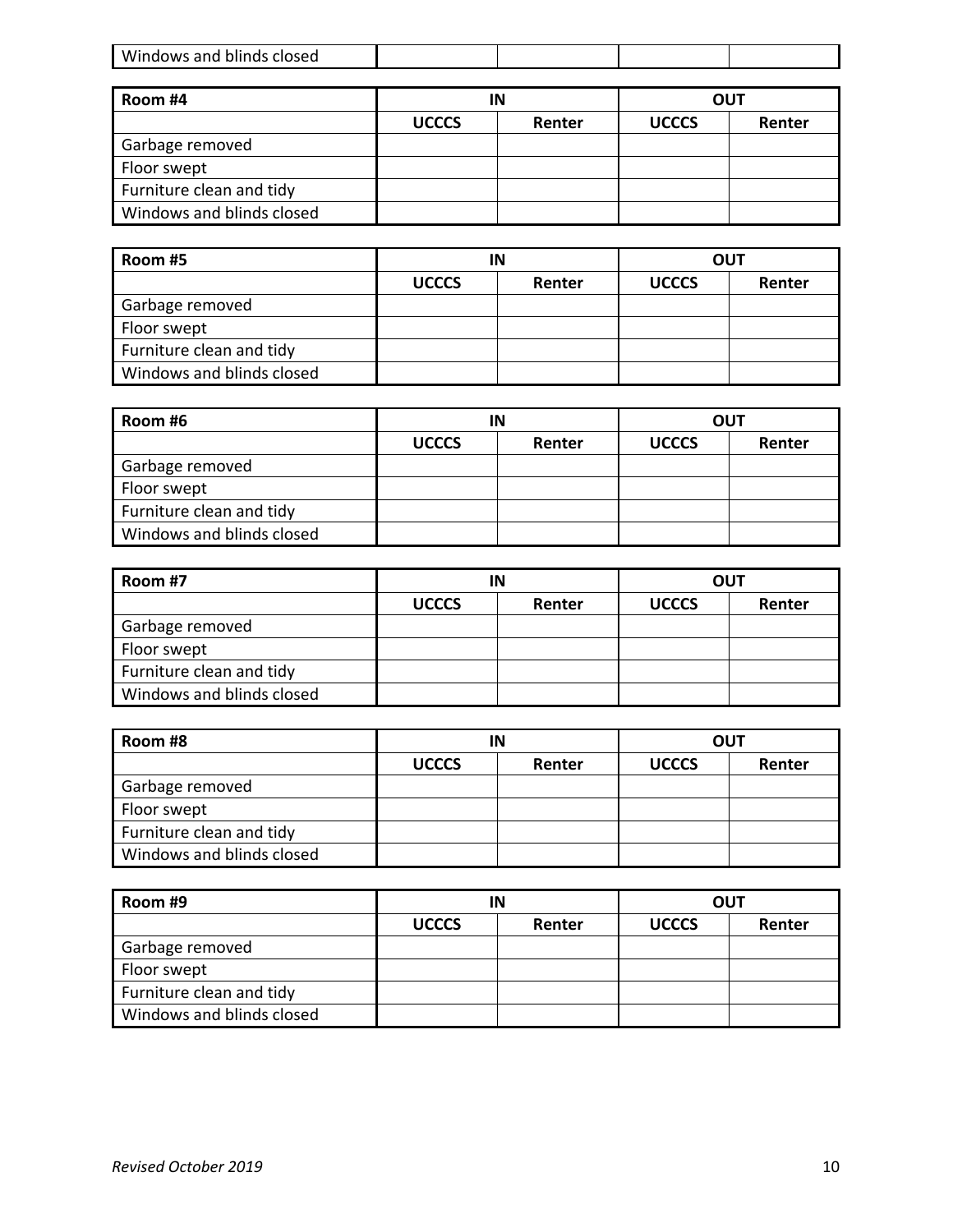| Windows and blinds closed | | | | |
|---|---|---|---|---|

| Room #4 | IN | | OUT | |
|---|---|---|---|---|
| | UCCCS | Renter | UCCCS | Renter |
| Garbage removed | | | | |
| Floor swept | | | | |
| Furniture clean and tidy | | | | |
| Windows and blinds closed | | | | |

| Room #5 | IN | | OUT | |
|---|---|---|---|---|
| | UCCCS | Renter | UCCCS | Renter |
| Garbage removed | | | | |
| Floor swept | | | | |
| Furniture clean and tidy | | | | |
| Windows and blinds closed | | | | |

| Room #6 | IN | | OUT | |
|---|---|---|---|---|
| | UCCCS | Renter | UCCCS | Renter |
| Garbage removed | | | | |
| Floor swept | | | | |
| Furniture clean and tidy | | | | |
| Windows and blinds closed | | | | |

| Room #7 | IN | | OUT | |
|---|---|---|---|---|
| | UCCCS | Renter | UCCCS | Renter |
| Garbage removed | | | | |
| Floor swept | | | | |
| Furniture clean and tidy | | | | |
| Windows and blinds closed | | | | |

| Room #8 | IN | | OUT | |
|---|---|---|---|---|
| | UCCCS | Renter | UCCCS | Renter |
| Garbage removed | | | | |
| Floor swept | | | | |
| Furniture clean and tidy | | | | |
| Windows and blinds closed | | | | |

| Room #9 | IN | | OUT | |
|---|---|---|---|---|
| | UCCCS | Renter | UCCCS | Renter |
| Garbage removed | | | | |
| Floor swept | | | | |
| Furniture clean and tidy | | | | |
| Windows and blinds closed | | | | |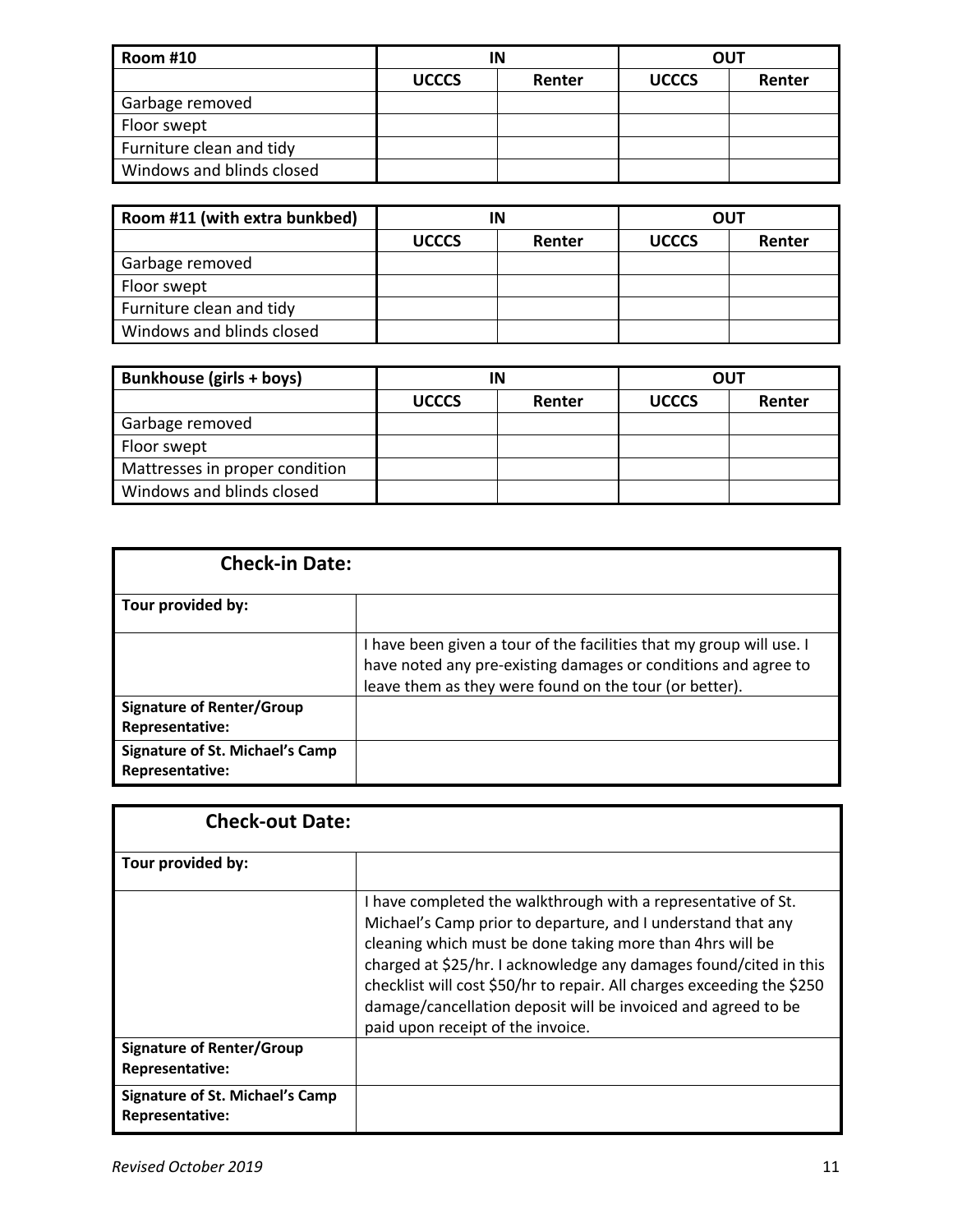| Room #10 | IN | | OUT | |
|---|---|---|---|---|
| | UCCCS | Renter | UCCCS | Renter |
| Garbage removed | | | | |
| Floor swept | | | | |
| Furniture clean and tidy | | | | |
| Windows and blinds closed | | | | |

| Room #11 (with extra bunkbed) | IN | | OUT | |
|---|---|---|---|---|
| | UCCCS | Renter | UCCCS | Renter |
| Garbage removed | | | | |
| Floor swept | | | | |
| Furniture clean and tidy | | | | |
| Windows and blinds closed | | | | |

| Bunkhouse (girls + boys) | IN | | OUT | |
|---|---|---|---|---|
| | UCCCS | Renter | UCCCS | Renter |
| Garbage removed | | | | |
| Floor swept | | | | |
| Mattresses in proper condition | | | | |
| Windows and blinds closed | | | | |

| Check-in Date: | |
|---|---|
| **Tour provided by:** | |
| | I have been given a tour of the facilities that my group will use. I have noted any pre-existing damages or conditions and agree to leave them as they were found on the tour (or better). |
| **Signature of Renter/Group Representative:** | |
| **Signature of St. Michael's Camp Representative:** | |

| Check-out Date: | |
|---|---|
| **Tour provided by:** | |
| | I have completed the walkthrough with a representative of St. Michael's Camp prior to departure, and I understand that any cleaning which must be done taking more than 4hrs will be charged at $25/hr. I acknowledge any damages found/cited in this checklist will cost $50/hr to repair. All charges exceeding the $250 damage/cancellation deposit will be invoiced and agreed to be paid upon receipt of the invoice. |
| **Signature of Renter/Group Representative:** | |
| **Signature of St. Michael's Camp Representative:** | |

*Revised October 2019*